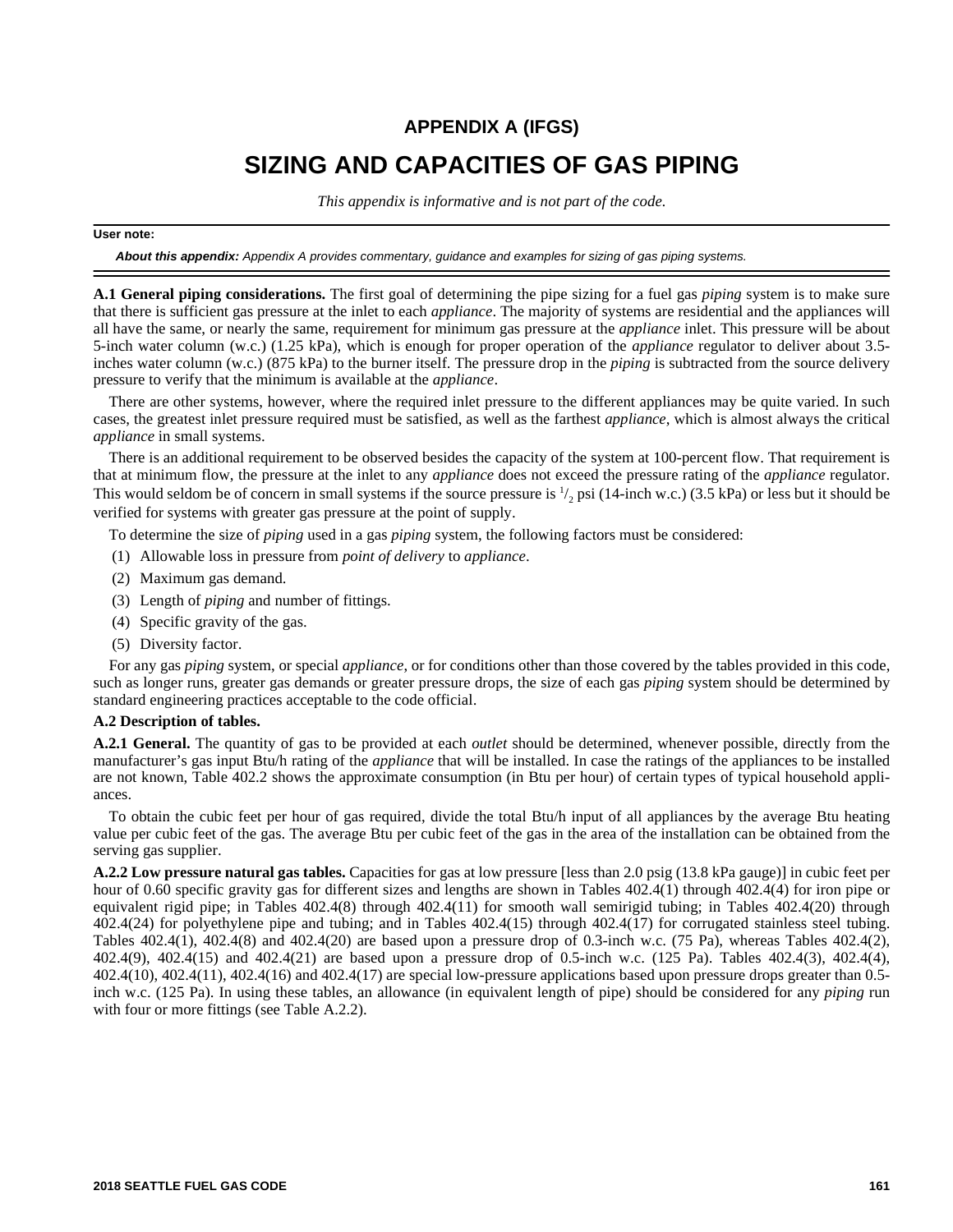# APPENDIX A (IFGS)

# SIZING AND CAPACITIES OF GAS PIPING

*This appendix is informative and is not part of the code.*

**User note:**

***About this appendix:*** *Appendix A provides commentary, guidance and examples for sizing of gas piping systems.*

**A.1 General piping considerations.** The first goal of determining the pipe sizing for a fuel gas *piping* system is to make sure that there is sufficient gas pressure at the inlet to each *appliance*. The majority of systems are residential and the appliances will all have the same, or nearly the same, requirement for minimum gas pressure at the *appliance* inlet. This pressure will be about 5-inch water column (w.c.) (1.25 kPa), which is enough for proper operation of the *appliance* regulator to deliver about 3.5-inches water column (w.c.) (875 kPa) to the burner itself. The pressure drop in the *piping* is subtracted from the source delivery pressure to verify that the minimum is available at the *appliance*.

There are other systems, however, where the required inlet pressure to the different appliances may be quite varied. In such cases, the greatest inlet pressure required must be satisfied, as well as the farthest *appliance*, which is almost always the critical *appliance* in small systems.

There is an additional requirement to be observed besides the capacity of the system at 100-percent flow. That requirement is that at minimum flow, the pressure at the inlet to any *appliance* does not exceed the pressure rating of the *appliance* regulator. This would seldom be of concern in small systems if the source pressure is $^{1}/_{2}$ psi (14-inch w.c.) (3.5 kPa) or less but it should be verified for systems with greater gas pressure at the point of supply.

To determine the size of *piping* used in a gas *piping* system, the following factors must be considered:

(1) Allowable loss in pressure from *point of delivery* to *appliance*.

(2) Maximum gas demand.

(3) Length of *piping* and number of fittings.

(4) Specific gravity of the gas.

(5) Diversity factor.

For any gas *piping* system, or special *appliance*, or for conditions other than those covered by the tables provided in this code, such as longer runs, greater gas demands or greater pressure drops, the size of each gas *piping* system should be determined by standard engineering practices acceptable to the code official.

**A.2 Description of tables.**

**A.2.1 General.** The quantity of gas to be provided at each *outlet* should be determined, whenever possible, directly from the manufacturer's gas input Btu/h rating of the *appliance* that will be installed. In case the ratings of the appliances to be installed are not known, Table 402.2 shows the approximate consumption (in Btu per hour) of certain types of typical household appliances.

To obtain the cubic feet per hour of gas required, divide the total Btu/h input of all appliances by the average Btu heating value per cubic feet of the gas. The average Btu per cubic feet of the gas in the area of the installation can be obtained from the serving gas supplier.

**A.2.2 Low pressure natural gas tables.** Capacities for gas at low pressure [less than 2.0 psig (13.8 kPa gauge)] in cubic feet per hour of 0.60 specific gravity gas for different sizes and lengths are shown in Tables 402.4(1) through 402.4(4) for iron pipe or equivalent rigid pipe; in Tables 402.4(8) through 402.4(11) for smooth wall semirigid tubing; in Tables 402.4(20) through 402.4(24) for polyethylene pipe and tubing; and in Tables 402.4(15) through 402.4(17) for corrugated stainless steel tubing. Tables 402.4(1), 402.4(8) and 402.4(20) are based upon a pressure drop of 0.3-inch w.c. (75 Pa), whereas Tables 402.4(2), 402.4(9), 402.4(15) and 402.4(21) are based upon a pressure drop of 0.5-inch w.c. (125 Pa). Tables 402.4(3), 402.4(4), 402.4(10), 402.4(11), 402.4(16) and 402.4(17) are special low-pressure applications based upon pressure drops greater than 0.5-inch w.c. (125 Pa). In using these tables, an allowance (in equivalent length of pipe) should be considered for any *piping* run with four or more fittings (see Table A.2.2).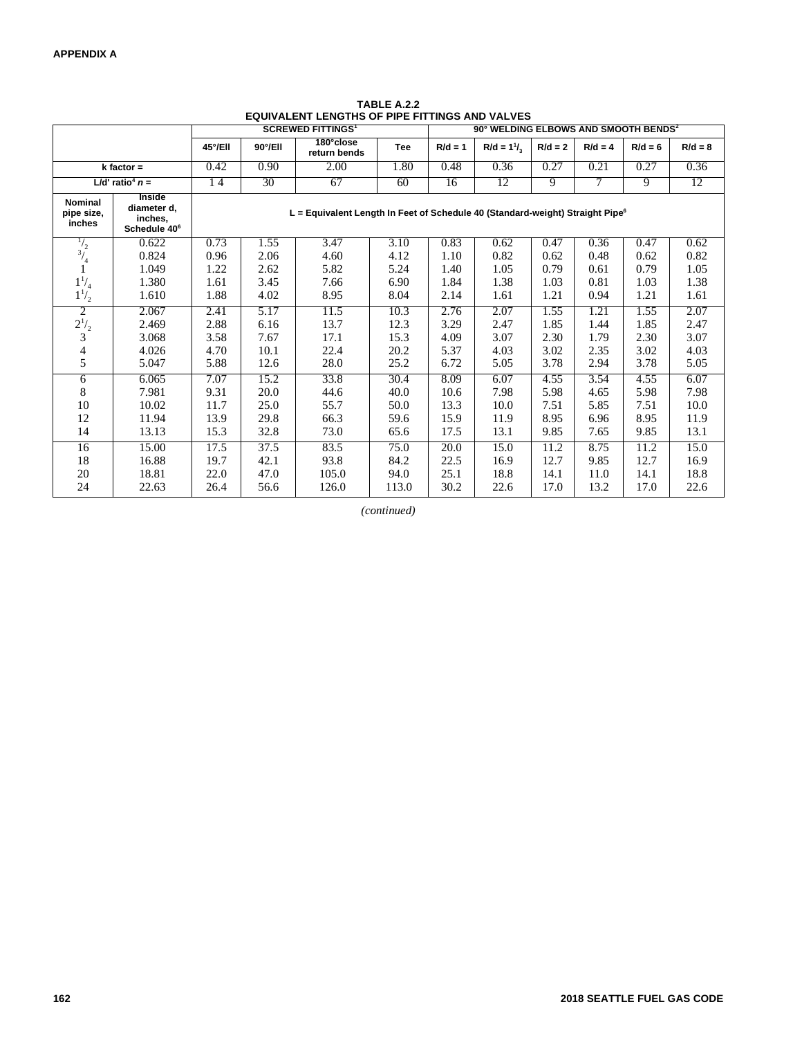**TABLE A.2.2**
**EQUIVALENT LENGTHS OF PIPE FITTINGS AND VALVES**

| | | SCREWED FITTINGS[1] | | | | 90° WELDING ELBOWS AND SMOOTH BENDS[2] | | | | | |
|---|---|---|---|---|---|---|---|---|---|---|---|
| | | 45°/Ell | 90°/Ell | 180°close return bends | Tee | R/d = 1 | R/d = $1^1/_3$ | R/d = 2 | R/d = 4 | R/d = 6 | R/d = 8 |
| k factor = | | 0.42 | 0.90 | 2.00 | 1.80 | 0.48 | 0.36 | 0.27 | 0.21 | 0.27 | 0.36 |
| L/d' ratio[4] *n* = | | 14 | 30 | 67 | 60 | 16 | 12 | 9 | 7 | 9 | 12 |
| Nominal pipe size, inches | Inside diameter d, inches, Schedule 40[6] | L = Equivalent Length In Feet of Schedule 40 (Standard-weight) Straight Pipe[6] | | | | | | | | | |
| $^1/_2$ | 0.622 | 0.73 | 1.55 | 3.47 | 3.10 | 0.83 | 0.62 | 0.47 | 0.36 | 0.47 | 0.62 |
| $^3/_4$ | 0.824 | 0.96 | 2.06 | 4.60 | 4.12 | 1.10 | 0.82 | 0.62 | 0.48 | 0.62 | 0.82 |
| 1 | 1.049 | 1.22 | 2.62 | 5.82 | 5.24 | 1.40 | 1.05 | 0.79 | 0.61 | 0.79 | 1.05 |
| $1^1/_4$ | 1.380 | 1.61 | 3.45 | 7.66 | 6.90 | 1.84 | 1.38 | 1.03 | 0.81 | 1.03 | 1.38 |
| $1^1/_2$ | 1.610 | 1.88 | 4.02 | 8.95 | 8.04 | 2.14 | 1.61 | 1.21 | 0.94 | 1.21 | 1.61 |
| 2 | 2.067 | 2.41 | 5.17 | 11.5 | 10.3 | 2.76 | 2.07 | 1.55 | 1.21 | 1.55 | 2.07 |
| $2^1/_2$ | 2.469 | 2.88 | 6.16 | 13.7 | 12.3 | 3.29 | 2.47 | 1.85 | 1.44 | 1.85 | 2.47 |
| 3 | 3.068 | 3.58 | 7.67 | 17.1 | 15.3 | 4.09 | 3.07 | 2.30 | 1.79 | 2.30 | 3.07 |
| 4 | 4.026 | 4.70 | 10.1 | 22.4 | 20.2 | 5.37 | 4.03 | 3.02 | 2.35 | 3.02 | 4.03 |
| 5 | 5.047 | 5.88 | 12.6 | 28.0 | 25.2 | 6.72 | 5.05 | 3.78 | 2.94 | 3.78 | 5.05 |
| 6 | 6.065 | 7.07 | 15.2 | 33.8 | 30.4 | 8.09 | 6.07 | 4.55 | 3.54 | 4.55 | 6.07 |
| 8 | 7.981 | 9.31 | 20.0 | 44.6 | 40.0 | 10.6 | 7.98 | 5.98 | 4.65 | 5.98 | 7.98 |
| 10 | 10.02 | 11.7 | 25.0 | 55.7 | 50.0 | 13.3 | 10.0 | 7.51 | 5.85 | 7.51 | 10.0 |
| 12 | 11.94 | 13.9 | 29.8 | 66.3 | 59.6 | 15.9 | 11.9 | 8.95 | 6.96 | 8.95 | 11.9 |
| 14 | 13.13 | 15.3 | 32.8 | 73.0 | 65.6 | 17.5 | 13.1 | 9.85 | 7.65 | 9.85 | 13.1 |
| 16 | 15.00 | 17.5 | 37.5 | 83.5 | 75.0 | 20.0 | 15.0 | 11.2 | 8.75 | 11.2 | 15.0 |
| 18 | 16.88 | 19.7 | 42.1 | 93.8 | 84.2 | 22.5 | 16.9 | 12.7 | 9.85 | 12.7 | 16.9 |
| 20 | 18.81 | 22.0 | 47.0 | 105.0 | 94.0 | 25.1 | 18.8 | 14.1 | 11.0 | 14.1 | 18.8 |
| 24 | 22.63 | 26.4 | 56.6 | 126.0 | 113.0 | 30.2 | 22.6 | 17.0 | 13.2 | 17.0 | 22.6 |

*(continued)*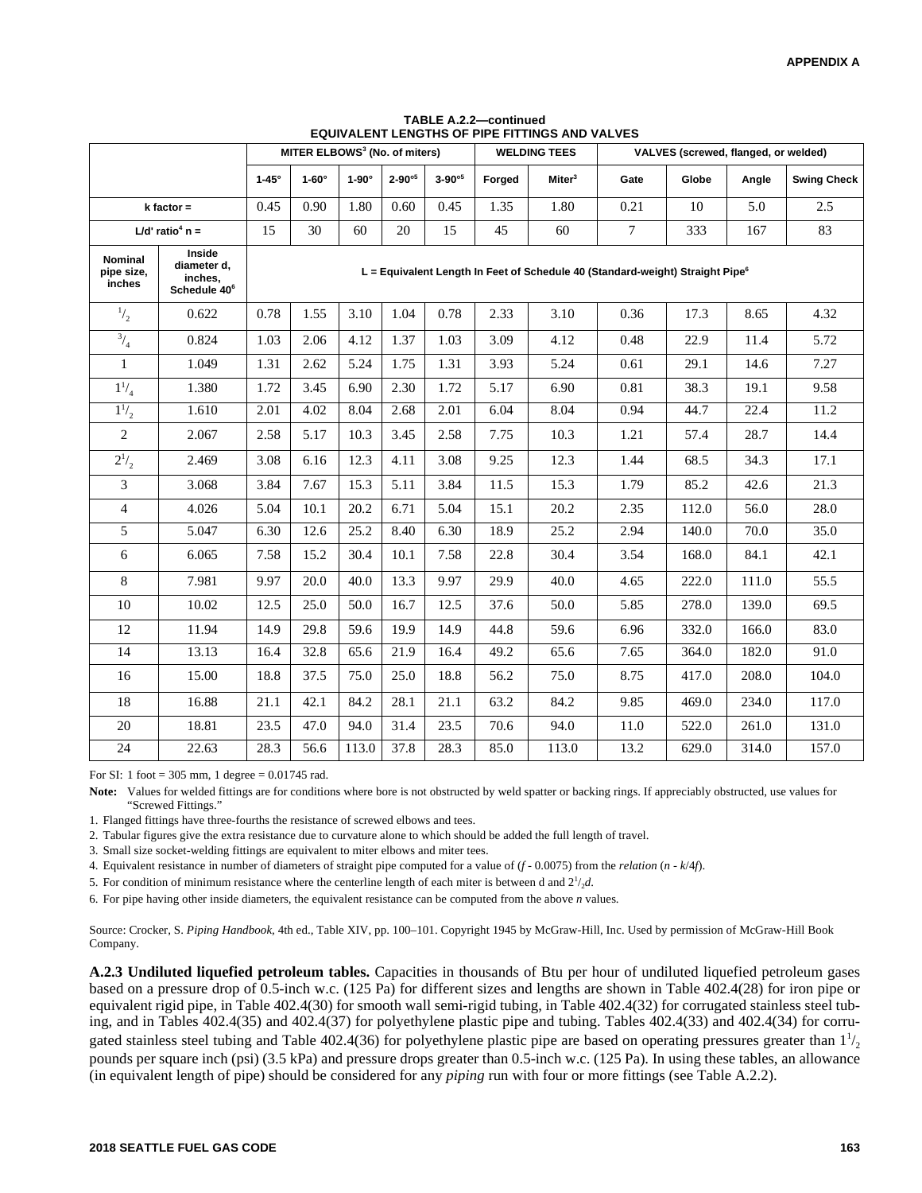**TABLE A.2.2—continued**
**EQUIVALENT LENGTHS OF PIPE FITTINGS AND VALVES**

| | | MITER ELBOWS[3] (No. of miters) | | | | | WELDING TEES | | VALVES (screwed, flanged, or welded) | | | |
|---|---|---|---|---|---|---|---|---|---|---|---|---|
| | | 1-45° | 1-60° | 1-90° | 2-90°[5] | 3-90°[5] | Forged | Miter[3] | Gate | Globe | Angle | Swing Check |
| k factor = | | 0.45 | 0.90 | 1.80 | 0.60 | 0.45 | 1.35 | 1.80 | 0.21 | 10 | 5.0 | 2.5 |
| L/d' ratio[4] n = | | 15 | 30 | 60 | 20 | 15 | 45 | 60 | 7 | 333 | 167 | 83 |
| Nominal pipe size, inches | Inside diameter d, inches, Schedule 40[6] | L = Equivalent Length In Feet of Schedule 40 (Standard-weight) Straight Pipe[6] | | | | | | | | | | |
| 1/2 | 0.622 | 0.78 | 1.55 | 3.10 | 1.04 | 0.78 | 2.33 | 3.10 | 0.36 | 17.3 | 8.65 | 4.32 |
| 3/4 | 0.824 | 1.03 | 2.06 | 4.12 | 1.37 | 1.03 | 3.09 | 4.12 | 0.48 | 22.9 | 11.4 | 5.72 |
| 1 | 1.049 | 1.31 | 2.62 | 5.24 | 1.75 | 1.31 | 3.93 | 5.24 | 0.61 | 29.1 | 14.6 | 7.27 |
| 1 1/4 | 1.380 | 1.72 | 3.45 | 6.90 | 2.30 | 1.72 | 5.17 | 6.90 | 0.81 | 38.3 | 19.1 | 9.58 |
| 1 1/2 | 1.610 | 2.01 | 4.02 | 8.04 | 2.68 | 2.01 | 6.04 | 8.04 | 0.94 | 44.7 | 22.4 | 11.2 |
| 2 | 2.067 | 2.58 | 5.17 | 10.3 | 3.45 | 2.58 | 7.75 | 10.3 | 1.21 | 57.4 | 28.7 | 14.4 |
| 2 1/2 | 2.469 | 3.08 | 6.16 | 12.3 | 4.11 | 3.08 | 9.25 | 12.3 | 1.44 | 68.5 | 34.3 | 17.1 |
| 3 | 3.068 | 3.84 | 7.67 | 15.3 | 5.11 | 3.84 | 11.5 | 15.3 | 1.79 | 85.2 | 42.6 | 21.3 |
| 4 | 4.026 | 5.04 | 10.1 | 20.2 | 6.71 | 5.04 | 15.1 | 20.2 | 2.35 | 112.0 | 56.0 | 28.0 |
| 5 | 5.047 | 6.30 | 12.6 | 25.2 | 8.40 | 6.30 | 18.9 | 25.2 | 2.94 | 140.0 | 70.0 | 35.0 |
| 6 | 6.065 | 7.58 | 15.2 | 30.4 | 10.1 | 7.58 | 22.8 | 30.4 | 3.54 | 168.0 | 84.1 | 42.1 |
| 8 | 7.981 | 9.97 | 20.0 | 40.0 | 13.3 | 9.97 | 29.9 | 40.0 | 4.65 | 222.0 | 111.0 | 55.5 |
| 10 | 10.02 | 12.5 | 25.0 | 50.0 | 16.7 | 12.5 | 37.6 | 50.0 | 5.85 | 278.0 | 139.0 | 69.5 |
| 12 | 11.94 | 14.9 | 29.8 | 59.6 | 19.9 | 14.9 | 44.8 | 59.6 | 6.96 | 332.0 | 166.0 | 83.0 |
| 14 | 13.13 | 16.4 | 32.8 | 65.6 | 21.9 | 16.4 | 49.2 | 65.6 | 7.65 | 364.0 | 182.0 | 91.0 |
| 16 | 15.00 | 18.8 | 37.5 | 75.0 | 25.0 | 18.8 | 56.2 | 75.0 | 8.75 | 417.0 | 208.0 | 104.0 |
| 18 | 16.88 | 21.1 | 42.1 | 84.2 | 28.1 | 21.1 | 63.2 | 84.2 | 9.85 | 469.0 | 234.0 | 117.0 |
| 20 | 18.81 | 23.5 | 47.0 | 94.0 | 31.4 | 23.5 | 70.6 | 94.0 | 11.0 | 522.0 | 261.0 | 131.0 |
| 24 | 22.63 | 28.3 | 56.6 | 113.0 | 37.8 | 28.3 | 85.0 | 113.0 | 13.2 | 629.0 | 314.0 | 157.0 |

For SI: 1 foot = 305 mm, 1 degree = 0.01745 rad.

**Note:** Values for welded fittings are for conditions where bore is not obstructed by weld spatter or backing rings. If appreciably obstructed, use values for "Screwed Fittings."

1. Flanged fittings have three-fourths the resistance of screwed elbows and tees.
2. Tabular figures give the extra resistance due to curvature alone to which should be added the full length of travel.
3. Small size socket-welding fittings are equivalent to miter elbows and miter tees.
4. Equivalent resistance in number of diameters of straight pipe computed for a value of ($f$ - 0.0075) from the *relation* ($n$ - $k/4f$).
5. For condition of minimum resistance where the centerline length of each miter is between d and $2^1/_2d$.
6. For pipe having other inside diameters, the equivalent resistance can be computed from the above $n$ values.

Source: Crocker, S. *Piping Handbook*, 4th ed., Table XIV, pp. 100–101. Copyright 1945 by McGraw-Hill, Inc. Used by permission of McGraw-Hill Book Company.

**A.2.3 Undiluted liquefied petroleum tables.** Capacities in thousands of Btu per hour of undiluted liquefied petroleum gases based on a pressure drop of 0.5-inch w.c. (125 Pa) for different sizes and lengths are shown in Table 402.4(28) for iron pipe or equivalent rigid pipe, in Table 402.4(30) for smooth wall semi-rigid tubing, in Table 402.4(32) for corrugated stainless steel tubing, and in Tables 402.4(35) and 402.4(37) for polyethylene plastic pipe and tubing. Tables 402.4(33) and 402.4(34) for corrugated stainless steel tubing and Table 402.4(36) for polyethylene plastic pipe are based on operating pressures greater than 1 1/2 pounds per square inch (psi) (3.5 kPa) and pressure drops greater than 0.5-inch w.c. (125 Pa). In using these tables, an allowance (in equivalent length of pipe) should be considered for any *piping* run with four or more fittings (see Table A.2.2).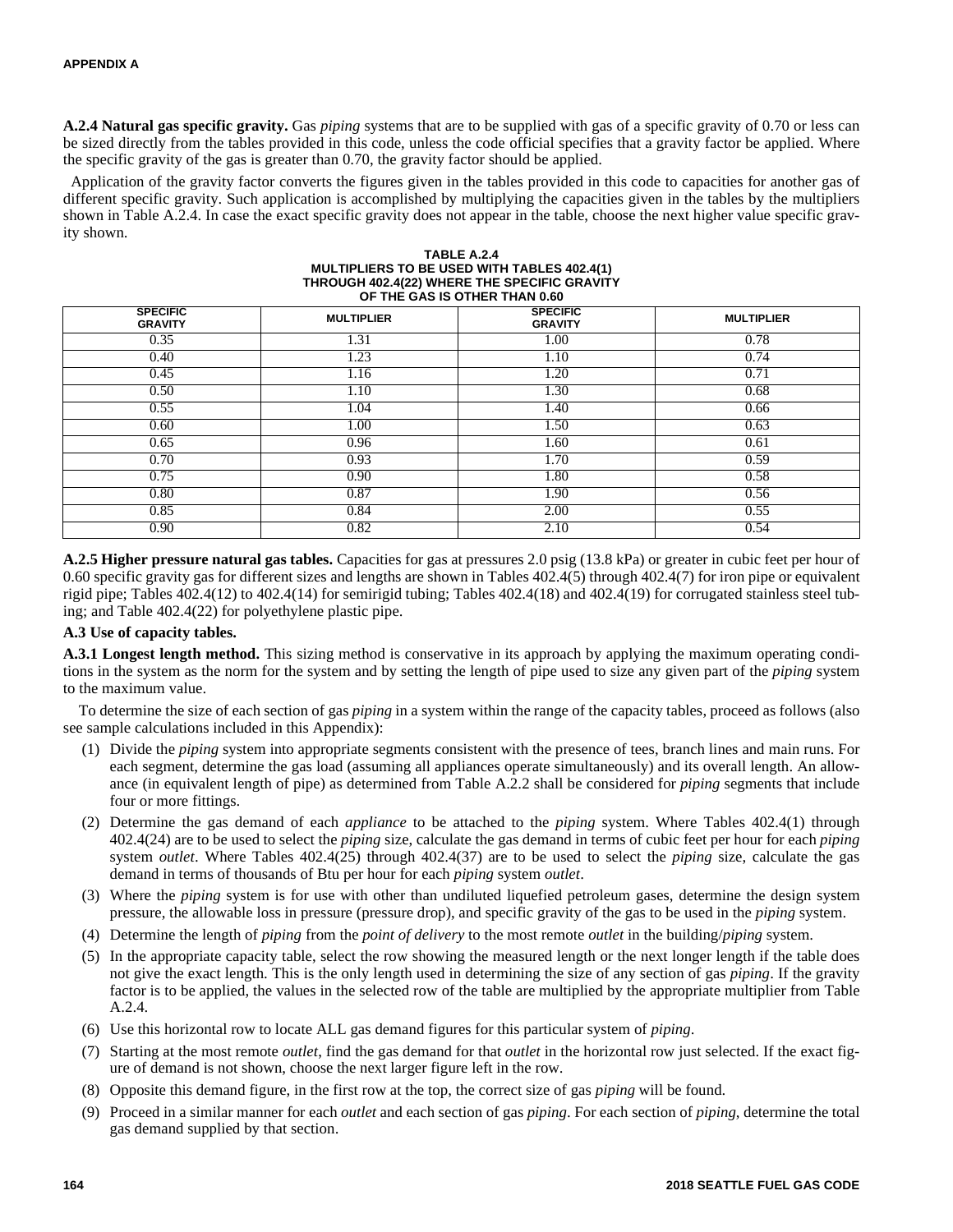**A.2.4 Natural gas specific gravity.** Gas *piping* systems that are to be supplied with gas of a specific gravity of 0.70 or less can be sized directly from the tables provided in this code, unless the code official specifies that a gravity factor be applied. Where the specific gravity of the gas is greater than 0.70, the gravity factor should be applied.

Application of the gravity factor converts the figures given in the tables provided in this code to capacities for another gas of different specific gravity. Such application is accomplished by multiplying the capacities given in the tables by the multipliers shown in Table A.2.4. In case the exact specific gravity does not appear in the table, choose the next higher value specific gravity shown.

**TABLE A.2.4**
**MULTIPLIERS TO BE USED WITH TABLES 402.4(1) THROUGH 402.4(22) WHERE THE SPECIFIC GRAVITY OF THE GAS IS OTHER THAN 0.60**

| SPECIFIC GRAVITY | MULTIPLIER | SPECIFIC GRAVITY | MULTIPLIER |
|---|---|---|---|
| 0.35 | 1.31 | 1.00 | 0.78 |
| 0.40 | 1.23 | 1.10 | 0.74 |
| 0.45 | 1.16 | 1.20 | 0.71 |
| 0.50 | 1.10 | 1.30 | 0.68 |
| 0.55 | 1.04 | 1.40 | 0.66 |
| 0.60 | 1.00 | 1.50 | 0.63 |
| 0.65 | 0.96 | 1.60 | 0.61 |
| 0.70 | 0.93 | 1.70 | 0.59 |
| 0.75 | 0.90 | 1.80 | 0.58 |
| 0.80 | 0.87 | 1.90 | 0.56 |
| 0.85 | 0.84 | 2.00 | 0.55 |
| 0.90 | 0.82 | 2.10 | 0.54 |

**A.2.5 Higher pressure natural gas tables.** Capacities for gas at pressures 2.0 psig (13.8 kPa) or greater in cubic feet per hour of 0.60 specific gravity gas for different sizes and lengths are shown in Tables 402.4(5) through 402.4(7) for iron pipe or equivalent rigid pipe; Tables 402.4(12) to 402.4(14) for semirigid tubing; Tables 402.4(18) and 402.4(19) for corrugated stainless steel tubing; and Table 402.4(22) for polyethylene plastic pipe.

**A.3 Use of capacity tables.**

**A.3.1 Longest length method.** This sizing method is conservative in its approach by applying the maximum operating conditions in the system as the norm for the system and by setting the length of pipe used to size any given part of the *piping* system to the maximum value.

To determine the size of each section of gas *piping* in a system within the range of the capacity tables, proceed as follows (also see sample calculations included in this Appendix):

(1) Divide the *piping* system into appropriate segments consistent with the presence of tees, branch lines and main runs. For each segment, determine the gas load (assuming all appliances operate simultaneously) and its overall length. An allowance (in equivalent length of pipe) as determined from Table A.2.2 shall be considered for *piping* segments that include four or more fittings.

(2) Determine the gas demand of each *appliance* to be attached to the *piping* system. Where Tables 402.4(1) through 402.4(24) are to be used to select the *piping* size, calculate the gas demand in terms of cubic feet per hour for each *piping* system *outlet*. Where Tables 402.4(25) through 402.4(37) are to be used to select the *piping* size, calculate the gas demand in terms of thousands of Btu per hour for each *piping* system *outlet*.

(3) Where the *piping* system is for use with other than undiluted liquefied petroleum gases, determine the design system pressure, the allowable loss in pressure (pressure drop), and specific gravity of the gas to be used in the *piping* system.

(4) Determine the length of *piping* from the *point of delivery* to the most remote *outlet* in the building/*piping* system.

(5) In the appropriate capacity table, select the row showing the measured length or the next longer length if the table does not give the exact length. This is the only length used in determining the size of any section of gas *piping*. If the gravity factor is to be applied, the values in the selected row of the table are multiplied by the appropriate multiplier from Table A.2.4.

(6) Use this horizontal row to locate ALL gas demand figures for this particular system of *piping*.

(7) Starting at the most remote *outlet*, find the gas demand for that *outlet* in the horizontal row just selected. If the exact figure of demand is not shown, choose the next larger figure left in the row.

(8) Opposite this demand figure, in the first row at the top, the correct size of gas *piping* will be found.

(9) Proceed in a similar manner for each *outlet* and each section of gas *piping*. For each section of *piping*, determine the total gas demand supplied by that section.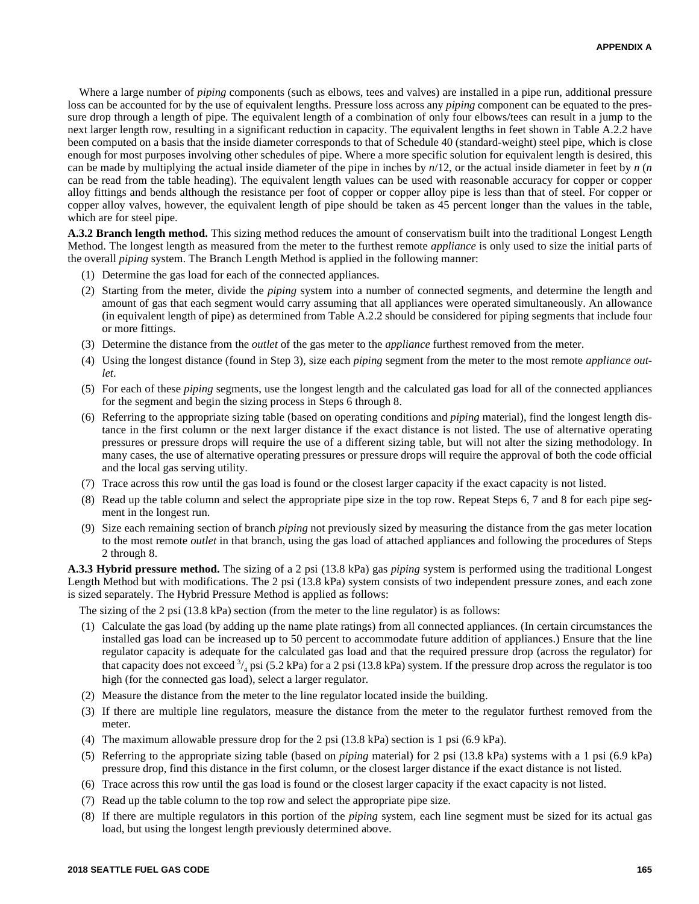Where a large number of *piping* components (such as elbows, tees and valves) are installed in a pipe run, additional pressure loss can be accounted for by the use of equivalent lengths. Pressure loss across any *piping* component can be equated to the pressure drop through a length of pipe. The equivalent length of a combination of only four elbows/tees can result in a jump to the next larger length row, resulting in a significant reduction in capacity. The equivalent lengths in feet shown in Table A.2.2 have been computed on a basis that the inside diameter corresponds to that of Schedule 40 (standard-weight) steel pipe, which is close enough for most purposes involving other schedules of pipe. Where a more specific solution for equivalent length is desired, this can be made by multiplying the actual inside diameter of the pipe in inches by $n/12$, or the actual inside diameter in feet by $n$ ($n$ can be read from the table heading). The equivalent length values can be used with reasonable accuracy for copper or copper alloy fittings and bends although the resistance per foot of copper or copper alloy pipe is less than that of steel. For copper or copper alloy valves, however, the equivalent length of pipe should be taken as 45 percent longer than the values in the table, which are for steel pipe.

**A.3.2 Branch length method.** This sizing method reduces the amount of conservatism built into the traditional Longest Length Method. The longest length as measured from the meter to the furthest remote *appliance* is only used to size the initial parts of the overall *piping* system. The Branch Length Method is applied in the following manner:

(1) Determine the gas load for each of the connected appliances.

(2) Starting from the meter, divide the *piping* system into a number of connected segments, and determine the length and amount of gas that each segment would carry assuming that all appliances were operated simultaneously. An allowance (in equivalent length of pipe) as determined from Table A.2.2 should be considered for piping segments that include four or more fittings.

(3) Determine the distance from the *outlet* of the gas meter to the *appliance* furthest removed from the meter.

(4) Using the longest distance (found in Step 3), size each *piping* segment from the meter to the most remote *appliance outlet*.

(5) For each of these *piping* segments, use the longest length and the calculated gas load for all of the connected appliances for the segment and begin the sizing process in Steps 6 through 8.

(6) Referring to the appropriate sizing table (based on operating conditions and *piping* material), find the longest length distance in the first column or the next larger distance if the exact distance is not listed. The use of alternative operating pressures or pressure drops will require the use of a different sizing table, but will not alter the sizing methodology. In many cases, the use of alternative operating pressures or pressure drops will require the approval of both the code official and the local gas serving utility.

(7) Trace across this row until the gas load is found or the closest larger capacity if the exact capacity is not listed.

(8) Read up the table column and select the appropriate pipe size in the top row. Repeat Steps 6, 7 and 8 for each pipe segment in the longest run.

(9) Size each remaining section of branch *piping* not previously sized by measuring the distance from the gas meter location to the most remote *outlet* in that branch, using the gas load of attached appliances and following the procedures of Steps 2 through 8.

**A.3.3 Hybrid pressure method.** The sizing of a 2 psi (13.8 kPa) gas *piping* system is performed using the traditional Longest Length Method but with modifications. The 2 psi (13.8 kPa) system consists of two independent pressure zones, and each zone is sized separately. The Hybrid Pressure Method is applied as follows:

The sizing of the 2 psi (13.8 kPa) section (from the meter to the line regulator) is as follows:

(1) Calculate the gas load (by adding up the name plate ratings) from all connected appliances. (In certain circumstances the installed gas load can be increased up to 50 percent to accommodate future addition of appliances.) Ensure that the line regulator capacity is adequate for the calculated gas load and that the required pressure drop (across the regulator) for that capacity does not exceed $^3/_4$ psi (5.2 kPa) for a 2 psi (13.8 kPa) system. If the pressure drop across the regulator is too high (for the connected gas load), select a larger regulator.

(2) Measure the distance from the meter to the line regulator located inside the building.

(3) If there are multiple line regulators, measure the distance from the meter to the regulator furthest removed from the meter.

(4) The maximum allowable pressure drop for the 2 psi (13.8 kPa) section is 1 psi (6.9 kPa).

(5) Referring to the appropriate sizing table (based on *piping* material) for 2 psi (13.8 kPa) systems with a 1 psi (6.9 kPa) pressure drop, find this distance in the first column, or the closest larger distance if the exact distance is not listed.

(6) Trace across this row until the gas load is found or the closest larger capacity if the exact capacity is not listed.

(7) Read up the table column to the top row and select the appropriate pipe size.

(8) If there are multiple regulators in this portion of the *piping* system, each line segment must be sized for its actual gas load, but using the longest length previously determined above.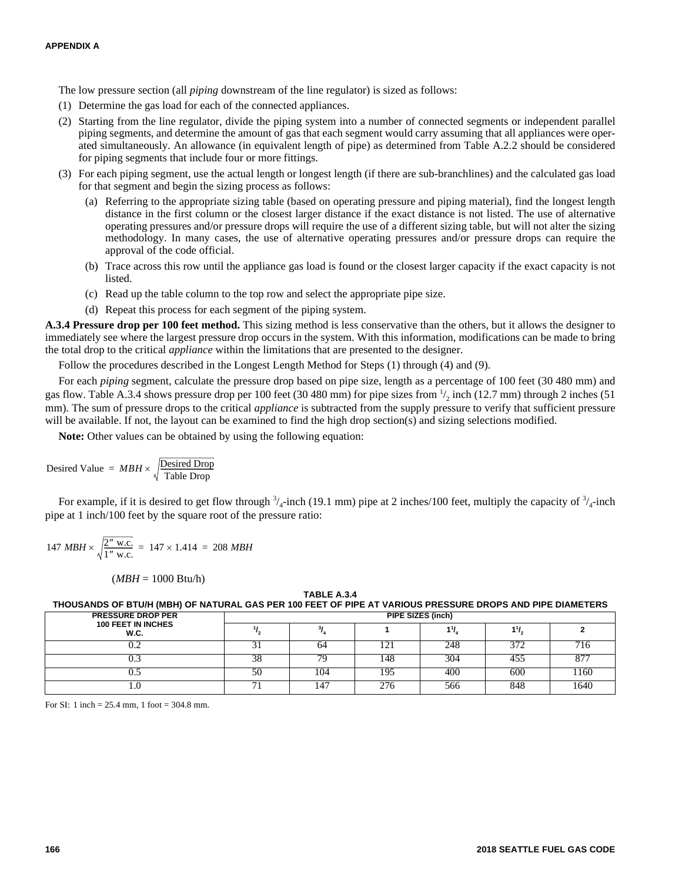The low pressure section (all *piping* downstream of the line regulator) is sized as follows:

(1) Determine the gas load for each of the connected appliances.

(2) Starting from the line regulator, divide the piping system into a number of connected segments or independent parallel piping segments, and determine the amount of gas that each segment would carry assuming that all appliances were operated simultaneously. An allowance (in equivalent length of pipe) as determined from Table A.2.2 should be considered for piping segments that include four or more fittings.

(3) For each piping segment, use the actual length or longest length (if there are sub-branchlines) and the calculated gas load for that segment and begin the sizing process as follows:

   (a) Referring to the appropriate sizing table (based on operating pressure and piping material), find the longest length distance in the first column or the closest larger distance if the exact distance is not listed. The use of alternative operating pressures and/or pressure drops will require the use of a different sizing table, but will not alter the sizing methodology. In many cases, the use of alternative operating pressures and/or pressure drops can require the approval of the code official.

   (b) Trace across this row until the appliance gas load is found or the closest larger capacity if the exact capacity is not listed.

   (c) Read up the table column to the top row and select the appropriate pipe size.

   (d) Repeat this process for each segment of the piping system.

**A.3.4 Pressure drop per 100 feet method.** This sizing method is less conservative than the others, but it allows the designer to immediately see where the largest pressure drop occurs in the system. With this information, modifications can be made to bring the total drop to the critical *appliance* within the limitations that are presented to the designer.

Follow the procedures described in the Longest Length Method for Steps (1) through (4) and (9).

For each *piping* segment, calculate the pressure drop based on pipe size, length as a percentage of 100 feet (30 480 mm) and gas flow. Table A.3.4 shows pressure drop per 100 feet (30 480 mm) for pipe sizes from $^1/_2$ inch (12.7 mm) through 2 inches (51 mm). The sum of pressure drops to the critical *appliance* is subtracted from the supply pressure to verify that sufficient pressure will be available. If not, the layout can be examined to find the high drop section(s) and sizing selections modified.

**Note:** Other values can be obtained by using the following equation:

$$\text{Desired Value} = MBH \times \sqrt{\frac{\text{Desired Drop}}{\text{Table Drop}}}$$

For example, if it is desired to get flow through $^3/_4$-inch (19.1 mm) pipe at 2 inches/100 feet, multiply the capacity of $^3/_4$-inch pipe at 1 inch/100 feet by the square root of the pressure ratio:

$$147\ MBH \times \sqrt{\frac{2''\ \text{w.c.}}{1''\ \text{w.c.}}} = 147 \times 1.414 = 208\ MBH$$

($MBH$ = 1000 Btu/h)

**TABLE A.3.4**
**THOUSANDS OF BTU/H (MBH) OF NATURAL GAS PER 100 FEET OF PIPE AT VARIOUS PRESSURE DROPS AND PIPE DIAMETERS**

| PRESSURE DROP PER 100 FEET IN INCHES W.C. | PIPE SIZES (inch) | | | | | |
|---|---|---|---|---|---|---|
| | $^1/_2$ | $^3/_4$ | 1 | $1^1/_4$ | $1^1/_2$ | 2 |
| 0.2 | 31 | 64 | 121 | 248 | 372 | 716 |
| 0.3 | 38 | 79 | 148 | 304 | 455 | 877 |
| 0.5 | 50 | 104 | 195 | 400 | 600 | 1160 |
| 1.0 | 71 | 147 | 276 | 566 | 848 | 1640 |

For SI: 1 inch = 25.4 mm, 1 foot = 304.8 mm.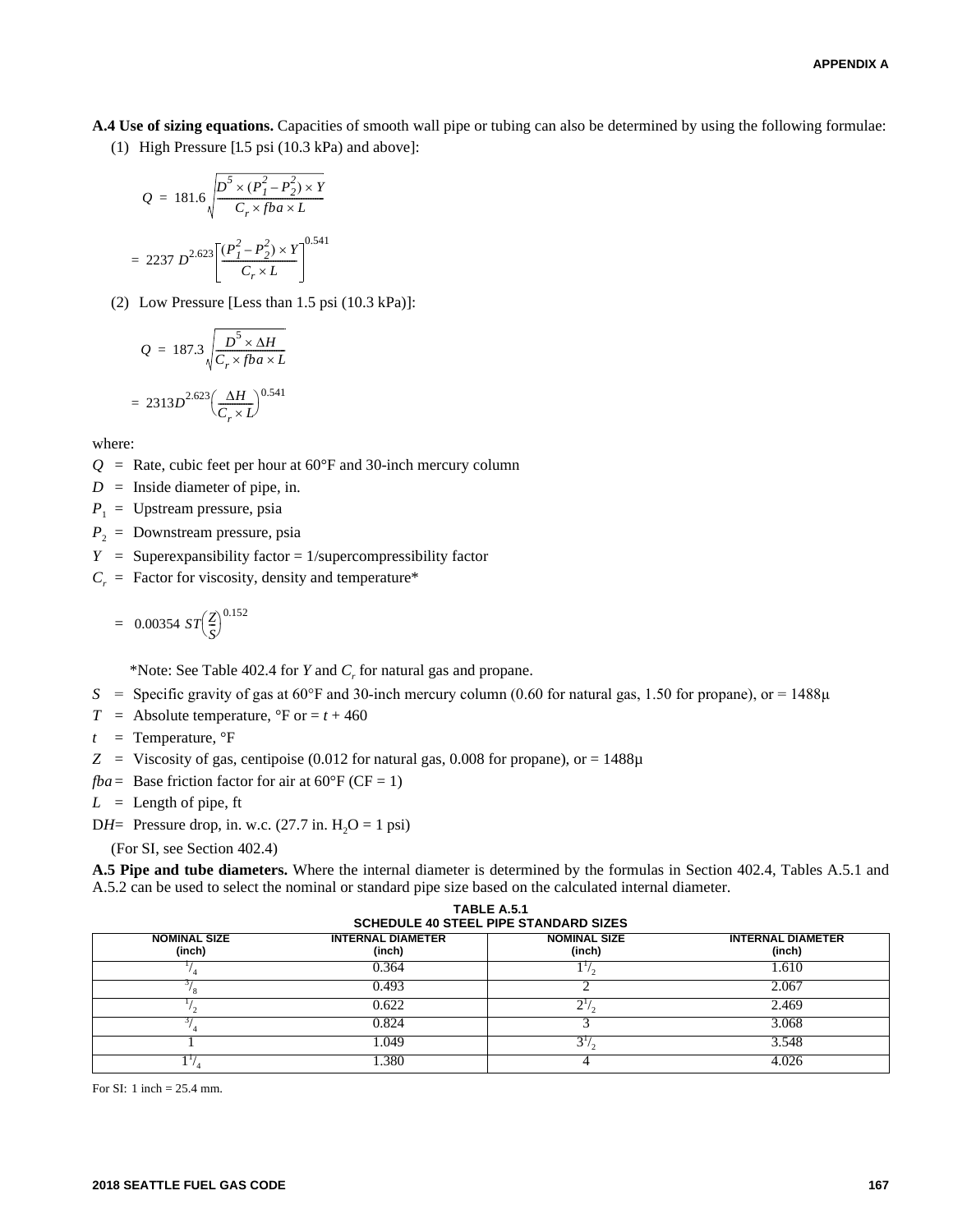**A.4 Use of sizing equations.** Capacities of smooth wall pipe or tubing can also be determined by using the following formulae:

(1) High Pressure [1.5 psi (10.3 kPa) and above]:

$$Q = 181.6\sqrt{\frac{D^5 \times (P_1^2 - P_2^2) \times Y}{C_r \times fba \times L}}$$

$$= 2237\ D^{2.623}\left[\frac{(P_1^2 - P_2^2) \times Y}{C_r \times L}\right]^{0.541}$$

(2) Low Pressure [Less than 1.5 psi (10.3 kPa)]:

$$Q = 187.3\sqrt{\frac{D^5 \times \Delta H}{C_r \times fba \times L}}$$

$$= 2313 D^{2.623}\left(\frac{\Delta H}{C_r \times L}\right)^{0.541}$$

where:

$Q$ = Rate, cubic feet per hour at 60°F and 30-inch mercury column

$D$ = Inside diameter of pipe, in.

$P_1$ = Upstream pressure, psia

$P_2$ = Downstream pressure, psia

$Y$ = Superexpansibility factor = 1/supercompressibility factor

$C_r$ = Factor for viscosity, density and temperature*

$$= 0.00354\ ST\left(\frac{Z}{S}\right)^{0.152}$$

*Note: See Table 402.4 for $Y$ and $C_r$ for natural gas and propane.

$S$ = Specific gravity of gas at 60°F and 30-inch mercury column (0.60 for natural gas, 1.50 for propane), or = 1488μ

$T$ = Absolute temperature, °F or = $t$ + 460

$t$ = Temperature, °F

$Z$ = Viscosity of gas, centipoise (0.012 for natural gas, 0.008 for propane), or = 1488μ

$fba$ = Base friction factor for air at 60°F (CF = 1)

$L$ = Length of pipe, ft

D$H$ = Pressure drop, in. w.c. (27.7 in. $H_2O$ = 1 psi)

(For SI, see Section 402.4)

**A.5 Pipe and tube diameters.** Where the internal diameter is determined by the formulas in Section 402.4, Tables A.5.1 and A.5.2 can be used to select the nominal or standard pipe size based on the calculated internal diameter.

**TABLE A.5.1**
**SCHEDULE 40 STEEL PIPE STANDARD SIZES**

| NOMINAL SIZE (inch) | INTERNAL DIAMETER (inch) | NOMINAL SIZE (inch) | INTERNAL DIAMETER (inch) |
|---|---|---|---|
| 1/4 | 0.364 | 1 1/2 | 1.610 |
| 3/8 | 0.493 | 2 | 2.067 |
| 1/2 | 0.622 | 2 1/2 | 2.469 |
| 3/4 | 0.824 | 3 | 3.068 |
| 1 | 1.049 | 3 1/2 | 3.548 |
| 1 1/4 | 1.380 | 4 | 4.026 |

For SI: 1 inch = 25.4 mm.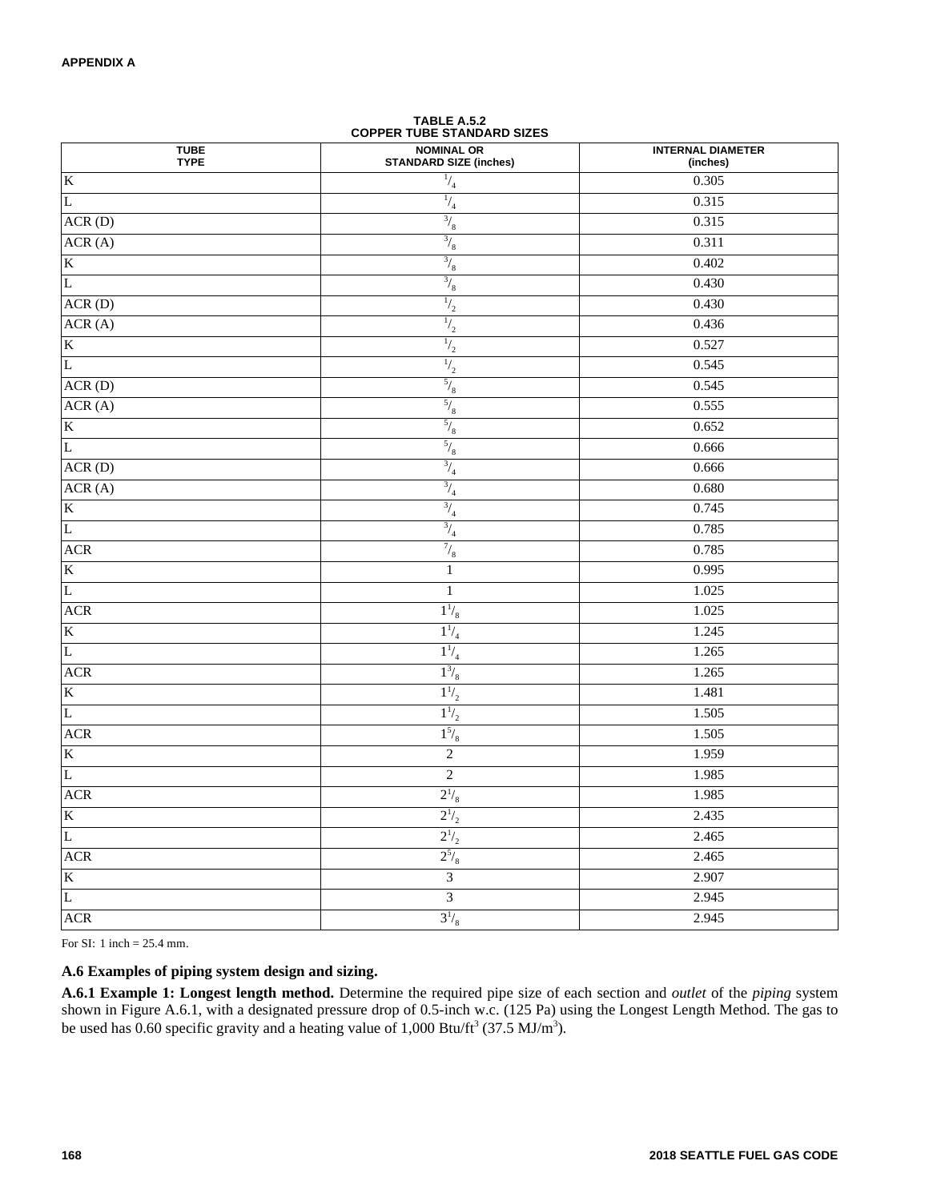**TABLE A.5.2**
**COPPER TUBE STANDARD SIZES**

| TUBE TYPE | NOMINAL OR STANDARD SIZE (inches) | INTERNAL DIAMETER (inches) |
|---|---|---|
| K | $^{1}/_{4}$ | 0.305 |
| L | $^{1}/_{4}$ | 0.315 |
| ACR (D) | $^{3}/_{8}$ | 0.315 |
| ACR (A) | $^{3}/_{8}$ | 0.311 |
| K | $^{3}/_{8}$ | 0.402 |
| L | $^{3}/_{8}$ | 0.430 |
| ACR (D) | $^{1}/_{2}$ | 0.430 |
| ACR (A) | $^{1}/_{2}$ | 0.436 |
| K | $^{1}/_{2}$ | 0.527 |
| L | $^{1}/_{2}$ | 0.545 |
| ACR (D) | $^{5}/_{8}$ | 0.545 |
| ACR (A) | $^{5}/_{8}$ | 0.555 |
| K | $^{5}/_{8}$ | 0.652 |
| L | $^{5}/_{8}$ | 0.666 |
| ACR (D) | $^{3}/_{4}$ | 0.666 |
| ACR (A) | $^{3}/_{4}$ | 0.680 |
| K | $^{3}/_{4}$ | 0.745 |
| L | $^{3}/_{4}$ | 0.785 |
| ACR | $^{7}/_{8}$ | 0.785 |
| K | 1 | 0.995 |
| L | 1 | 1.025 |
| ACR | $1^{1}/_{8}$ | 1.025 |
| K | $1^{1}/_{4}$ | 1.245 |
| L | $1^{1}/_{4}$ | 1.265 |
| ACR | $1^{3}/_{8}$ | 1.265 |
| K | $1^{1}/_{2}$ | 1.481 |
| L | $1^{1}/_{2}$ | 1.505 |
| ACR | $1^{5}/_{8}$ | 1.505 |
| K | 2 | 1.959 |
| L | 2 | 1.985 |
| ACR | $2^{1}/_{8}$ | 1.985 |
| K | $2^{1}/_{2}$ | 2.435 |
| L | $2^{1}/_{2}$ | 2.465 |
| ACR | $2^{5}/_{8}$ | 2.465 |
| K | 3 | 2.907 |
| L | 3 | 2.945 |
| ACR | $3^{1}/_{8}$ | 2.945 |

For SI: 1 inch = 25.4 mm.

**A.6 Examples of piping system design and sizing.**

**A.6.1 Example 1: Longest length method.** Determine the required pipe size of each section and *outlet* of the *piping* system shown in Figure A.6.1, with a designated pressure drop of 0.5-inch w.c. (125 Pa) using the Longest Length Method. The gas to be used has 0.60 specific gravity and a heating value of 1,000 Btu/ft$^3$ (37.5 MJ/m$^3$).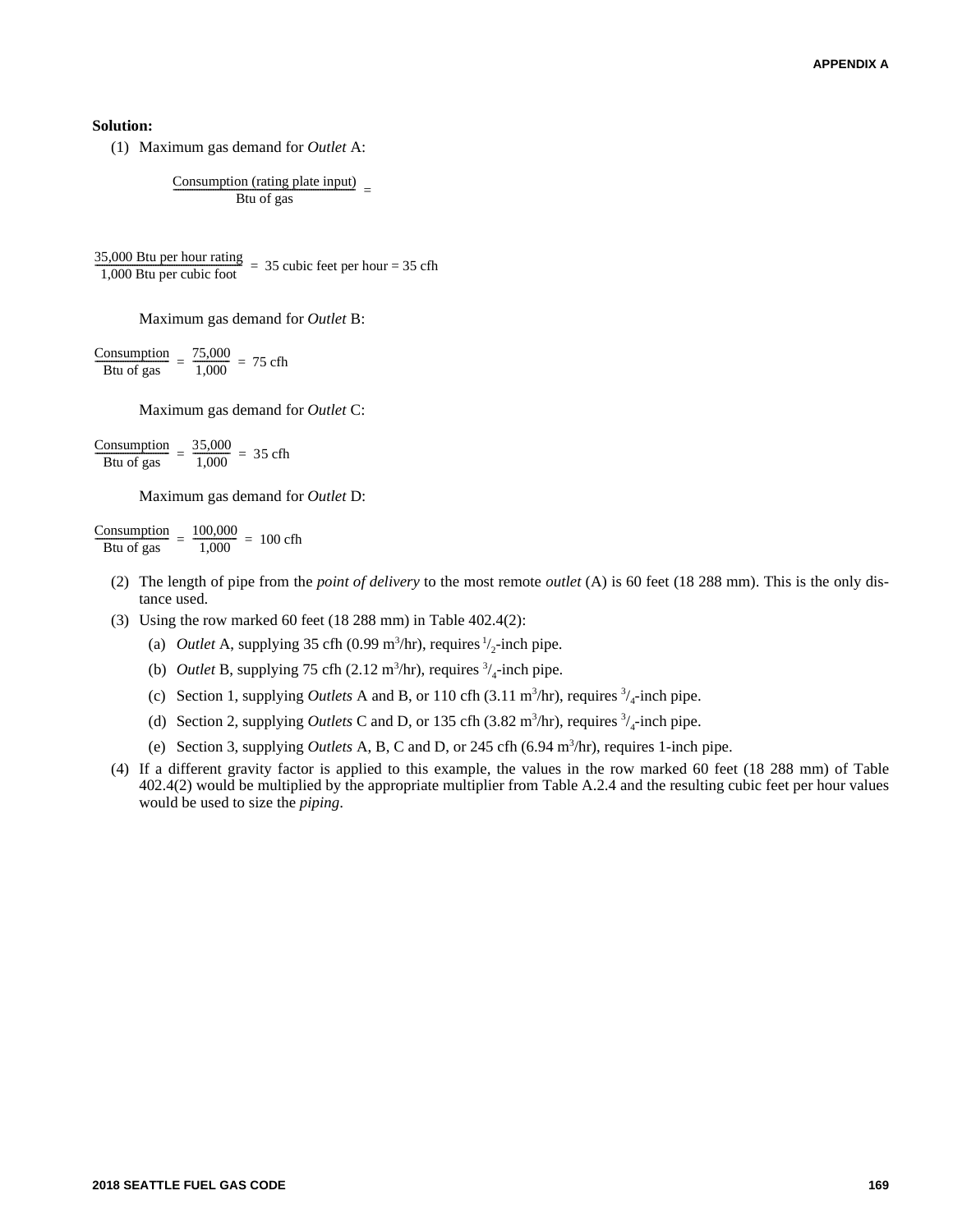**Solution:**

(1) Maximum gas demand for *Outlet* A:

$$\frac{\text{Consumption (rating plate input)}}{\text{Btu of gas}} =$$

$$\frac{\text{35,000 Btu per hour rating}}{\text{1,000 Btu per cubic foot}} = \text{35 cubic feet per hour} = \text{35 cfh}$$

Maximum gas demand for *Outlet* B:

$$\frac{\text{Consumption}}{\text{Btu of gas}} = \frac{75{,}000}{1{,}000} = \text{75 cfh}$$

Maximum gas demand for *Outlet* C:

$$\frac{\text{Consumption}}{\text{Btu of gas}} = \frac{35{,}000}{1{,}000} = \text{35 cfh}$$

Maximum gas demand for *Outlet* D:

$$\frac{\text{Consumption}}{\text{Btu of gas}} = \frac{100{,}000}{1{,}000} = \text{100 cfh}$$

(2) The length of pipe from the *point of delivery* to the most remote *outlet* (A) is 60 feet (18 288 mm). This is the only distance used.

(3) Using the row marked 60 feet (18 288 mm) in Table 402.4(2):

   (a) *Outlet* A, supplying 35 cfh (0.99 $m^3$/hr), requires $^1/_2$-inch pipe.

   (b) *Outlet* B, supplying 75 cfh (2.12 $m^3$/hr), requires $^3/_4$-inch pipe.

   (c) Section 1, supplying *Outlets* A and B, or 110 cfh (3.11 $m^3$/hr), requires $^3/_4$-inch pipe.

   (d) Section 2, supplying *Outlets* C and D, or 135 cfh (3.82 $m^3$/hr), requires $^3/_4$-inch pipe.

   (e) Section 3, supplying *Outlets* A, B, C and D, or 245 cfh (6.94 $m^3$/hr), requires 1-inch pipe.

(4) If a different gravity factor is applied to this example, the values in the row marked 60 feet (18 288 mm) of Table 402.4(2) would be multiplied by the appropriate multiplier from Table A.2.4 and the resulting cubic feet per hour values would be used to size the *piping*.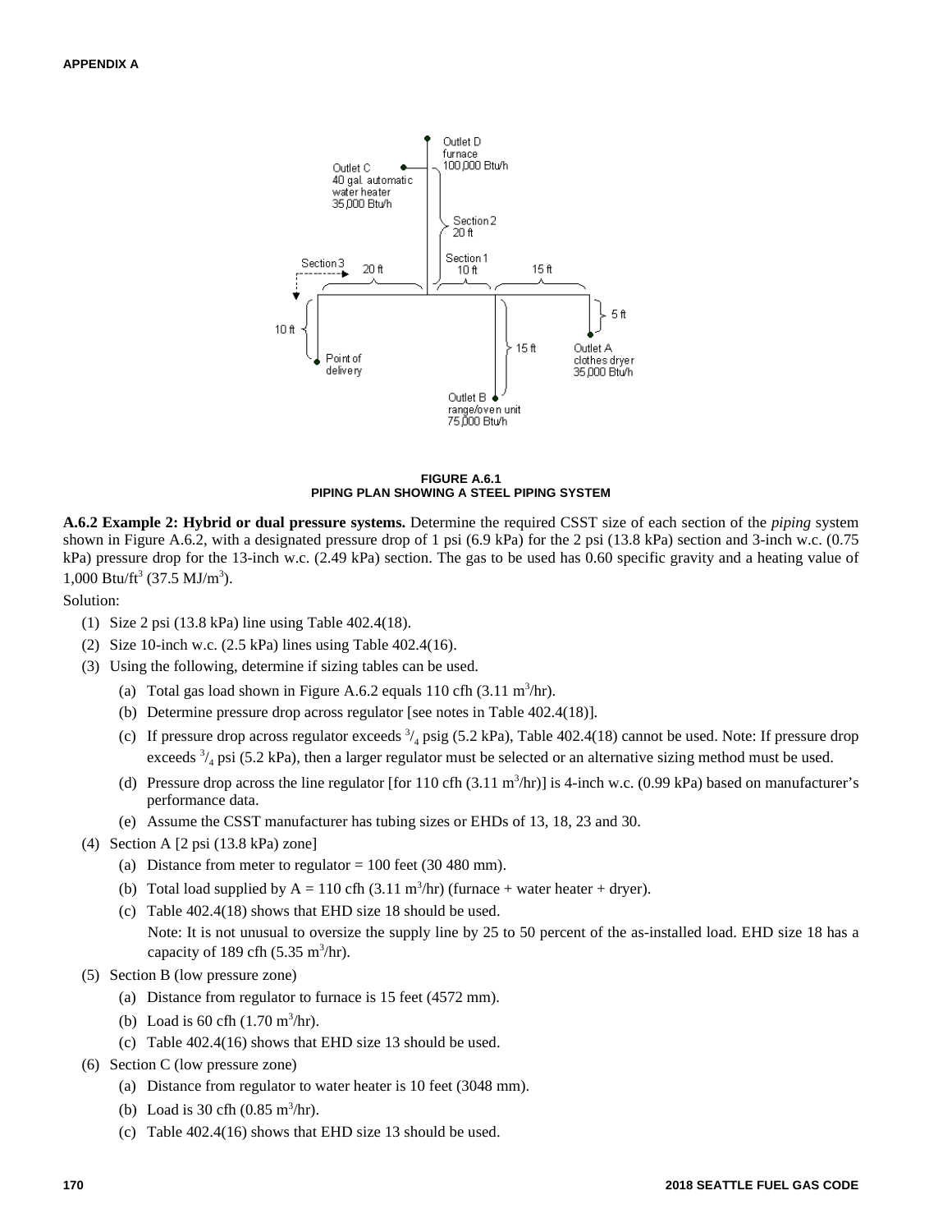FIGURE A.6.1
PIPING PLAN SHOWING A STEEL PIPING SYSTEM

**A.6.2 Example 2: Hybrid or dual pressure systems.** Determine the required CSST size of each section of the *piping* system shown in Figure A.6.2, with a designated pressure drop of 1 psi (6.9 kPa) for the 2 psi (13.8 kPa) section and 3-inch w.c. (0.75 kPa) pressure drop for the 13-inch w.c. (2.49 kPa) section. The gas to be used has 0.60 specific gravity and a heating value of 1,000 Btu/ft$^3$ (37.5 MJ/m$^3$).

Solution:

(1) Size 2 psi (13.8 kPa) line using Table 402.4(18).

(2) Size 10-inch w.c. (2.5 kPa) lines using Table 402.4(16).

(3) Using the following, determine if sizing tables can be used.

  (a) Total gas load shown in Figure A.6.2 equals 110 cfh (3.11 m$^3$/hr).

  (b) Determine pressure drop across regulator [see notes in Table 402.4(18)].

  (c) If pressure drop across regulator exceeds $^3/_4$ psig (5.2 kPa), Table 402.4(18) cannot be used. Note: If pressure drop exceeds $^3/_4$ psi (5.2 kPa), then a larger regulator must be selected or an alternative sizing method must be used.

  (d) Pressure drop across the line regulator [for 110 cfh (3.11 m$^3$/hr)] is 4-inch w.c. (0.99 kPa) based on manufacturer's performance data.

  (e) Assume the CSST manufacturer has tubing sizes or EHDs of 13, 18, 23 and 30.

(4) Section A [2 psi (13.8 kPa) zone]

  (a) Distance from meter to regulator = 100 feet (30 480 mm).

  (b) Total load supplied by A = 110 cfh (3.11 m$^3$/hr) (furnace + water heater + dryer).

  (c) Table 402.4(18) shows that EHD size 18 should be used.

  Note: It is not unusual to oversize the supply line by 25 to 50 percent of the as-installed load. EHD size 18 has a capacity of 189 cfh (5.35 m$^3$/hr).

(5) Section B (low pressure zone)

  (a) Distance from regulator to furnace is 15 feet (4572 mm).

  (b) Load is 60 cfh (1.70 m$^3$/hr).

  (c) Table 402.4(16) shows that EHD size 13 should be used.

(6) Section C (low pressure zone)

  (a) Distance from regulator to water heater is 10 feet (3048 mm).

  (b) Load is 30 cfh (0.85 m$^3$/hr).

  (c) Table 402.4(16) shows that EHD size 13 should be used.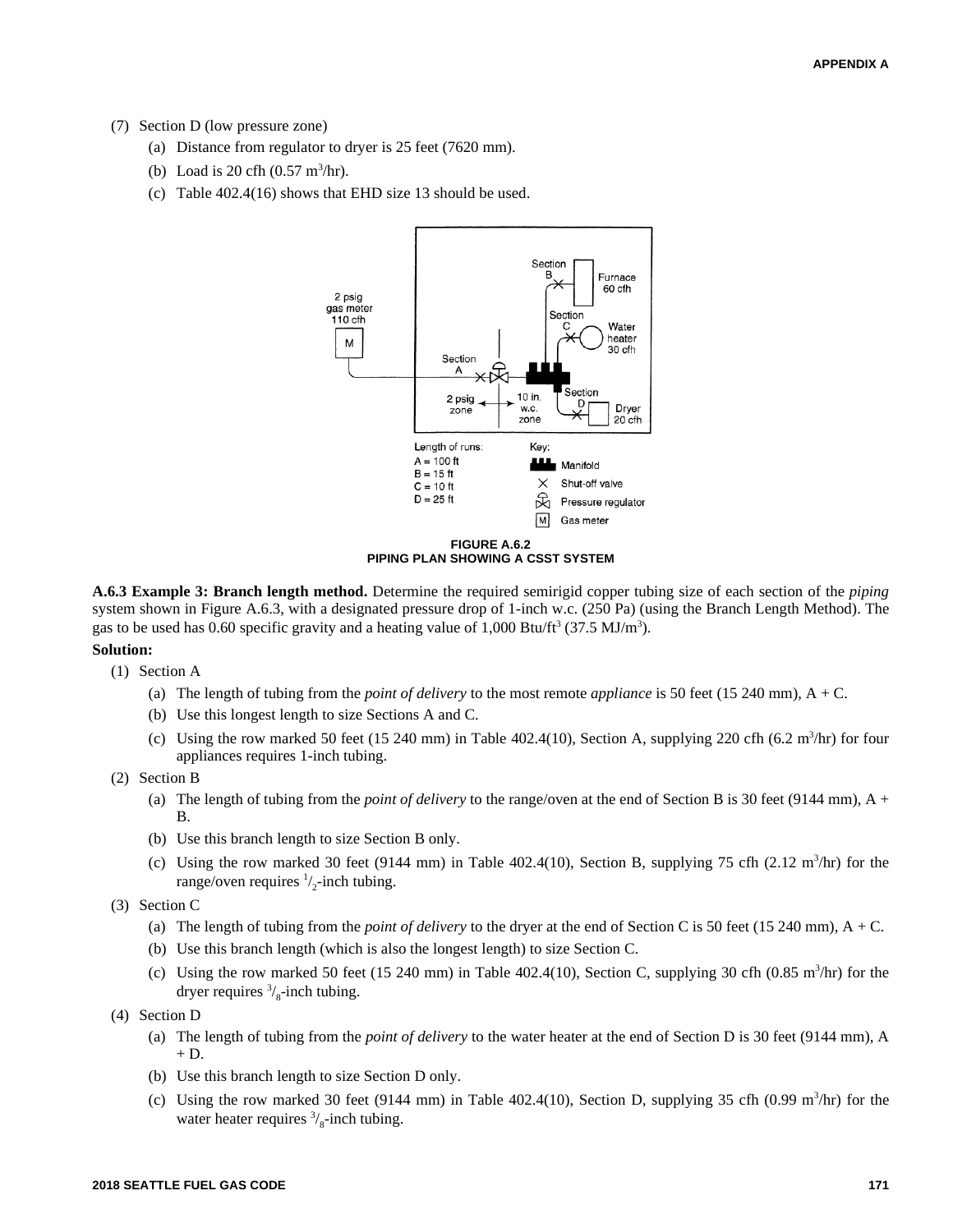(7) Section D (low pressure zone)

   (a) Distance from regulator to dryer is 25 feet (7620 mm).

   (b) Load is 20 cfh (0.57 $m^3$/hr).

   (c) Table 402.4(16) shows that EHD size 13 should be used.

**FIGURE A.6.2**
**PIPING PLAN SHOWING A CSST SYSTEM**

**A.6.3 Example 3: Branch length method.** Determine the required semirigid copper tubing size of each section of the *piping* system shown in Figure A.6.3, with a designated pressure drop of 1-inch w.c. (250 Pa) (using the Branch Length Method). The gas to be used has 0.60 specific gravity and a heating value of 1,000 Btu/$ft^3$ (37.5 MJ/$m^3$).

**Solution:**

(1) Section A

   (a) The length of tubing from the *point of delivery* to the most remote *appliance* is 50 feet (15 240 mm), A + C.

   (b) Use this longest length to size Sections A and C.

   (c) Using the row marked 50 feet (15 240 mm) in Table 402.4(10), Section A, supplying 220 cfh (6.2 $m^3$/hr) for four appliances requires 1-inch tubing.

(2) Section B

   (a) The length of tubing from the *point of delivery* to the range/oven at the end of Section B is 30 feet (9144 mm), A + B.

   (b) Use this branch length to size Section B only.

   (c) Using the row marked 30 feet (9144 mm) in Table 402.4(10), Section B, supplying 75 cfh (2.12 $m^3$/hr) for the range/oven requires $^1/_2$-inch tubing.

(3) Section C

   (a) The length of tubing from the *point of delivery* to the dryer at the end of Section C is 50 feet (15 240 mm), A + C.

   (b) Use this branch length (which is also the longest length) to size Section C.

   (c) Using the row marked 50 feet (15 240 mm) in Table 402.4(10), Section C, supplying 30 cfh (0.85 $m^3$/hr) for the dryer requires $^3/_8$-inch tubing.

(4) Section D

   (a) The length of tubing from the *point of delivery* to the water heater at the end of Section D is 30 feet (9144 mm), A + D.

   (b) Use this branch length to size Section D only.

   (c) Using the row marked 30 feet (9144 mm) in Table 402.4(10), Section D, supplying 35 cfh (0.99 $m^3$/hr) for the water heater requires $^3/_8$-inch tubing.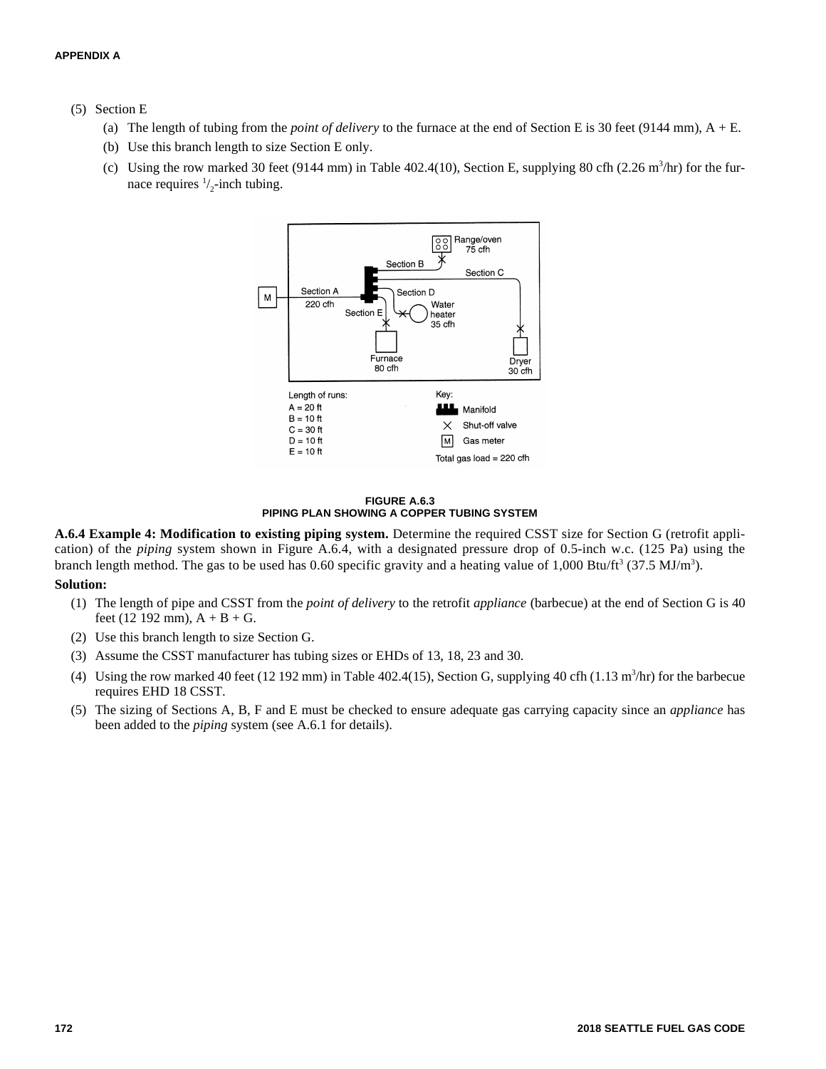(5) Section E

   (a) The length of tubing from the *point of delivery* to the furnace at the end of Section E is 30 feet (9144 mm), A + E.

   (b) Use this branch length to size Section E only.

   (c) Using the row marked 30 feet (9144 mm) in Table 402.4(10), Section E, supplying 80 cfh (2.26 $m^3$/hr) for the furnace requires $^1/_2$-inch tubing.

FIGURE A.6.3
PIPING PLAN SHOWING A COPPER TUBING SYSTEM

**A.6.4 Example 4: Modification to existing piping system.** Determine the required CSST size for Section G (retrofit application) of the *piping* system shown in Figure A.6.4, with a designated pressure drop of 0.5-inch w.c. (125 Pa) using the branch length method. The gas to be used has 0.60 specific gravity and a heating value of 1,000 Btu/$ft^3$ (37.5 MJ/$m^3$).

**Solution:**

(1) The length of pipe and CSST from the *point of delivery* to the retrofit *appliance* (barbecue) at the end of Section G is 40 feet (12 192 mm), A + B + G.

(2) Use this branch length to size Section G.

(3) Assume the CSST manufacturer has tubing sizes or EHDs of 13, 18, 23 and 30.

(4) Using the row marked 40 feet (12 192 mm) in Table 402.4(15), Section G, supplying 40 cfh (1.13 $m^3$/hr) for the barbecue requires EHD 18 CSST.

(5) The sizing of Sections A, B, F and E must be checked to ensure adequate gas carrying capacity since an *appliance* has been added to the *piping* system (see A.6.1 for details).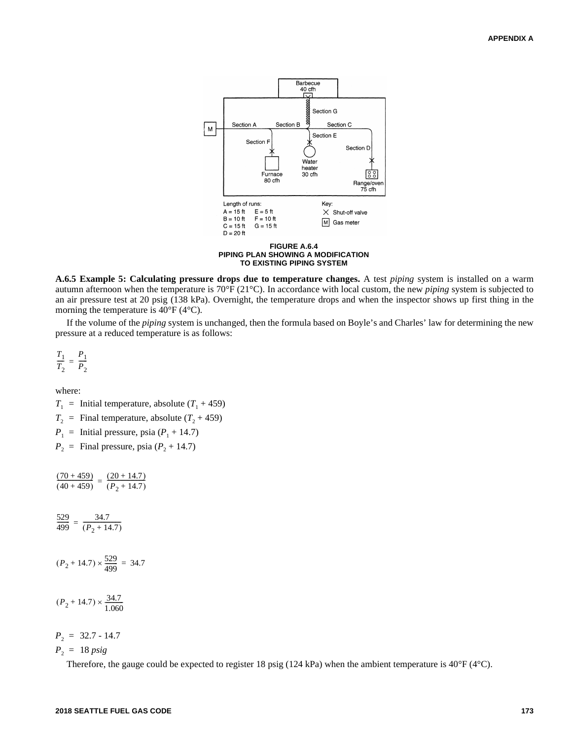Barbecue
40 cfh

Section G

Section A Section B Section C

M

Section F Section E

Section D

Furnace
80 cfh

Water
heater
30 cfh

Range/oven
75 cfh

Length of runs:
A = 15 ft E = 5 ft
B = 10 ft F = 10 ft
C = 15 ft G = 15 ft
D = 20 ft

Key:
× Shut-off valve
M Gas meter

**FIGURE A.6.4**
**PIPING PLAN SHOWING A MODIFICATION TO EXISTING PIPING SYSTEM**

**A.6.5 Example 5: Calculating pressure drops due to temperature changes.** A test *piping* system is installed on a warm autumn afternoon when the temperature is 70°F (21°C). In accordance with local custom, the new *piping* system is subjected to an air pressure test at 20 psig (138 kPa). Overnight, the temperature drops and when the inspector shows up first thing in the morning the temperature is 40°F (4°C).

If the volume of the *piping* system is unchanged, then the formula based on Boyle's and Charles' law for determining the new pressure at a reduced temperature is as follows:

$$\frac{T_1}{T_2} = \frac{P_1}{P_2}$$

where:

$T_1$ = Initial temperature, absolute ($T_1$ + 459)

$T_2$ = Final temperature, absolute ($T_2$ + 459)

$P_1$ = Initial pressure, psia ($P_1$ + 14.7)

$P_2$ = Final pressure, psia ($P_2$ + 14.7)

$$\frac{(70 + 459)}{(40 + 459)} = \frac{(20 + 14.7)}{(P_2 + 14.7)}$$

$$\frac{529}{499} = \frac{34.7}{(P_2 + 14.7)}$$

$$(P_2 + 14.7) \times \frac{529}{499} = 34.7$$

$$(P_2 + 14.7) \times \frac{34.7}{1.060}$$

$$P_2 = 32.7 - 14.7$$

$$P_2 = 18\ psig$$

Therefore, the gauge could be expected to register 18 psig (124 kPa) when the ambient temperature is 40°F (4°C).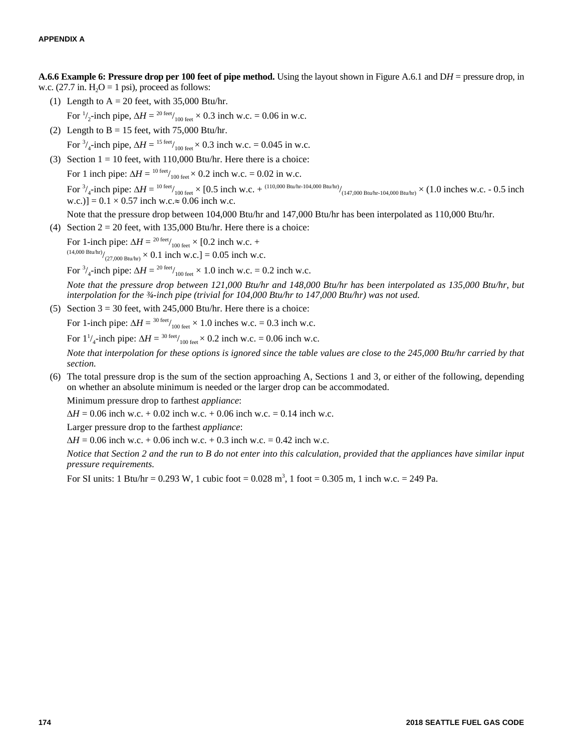**A.6.6 Example 6: Pressure drop per 100 feet of pipe method.** Using the layout shown in Figure A.6.1 and D*H* = pressure drop, in w.c. (27.7 in. $H_2O$ = 1 psi), proceed as follows:

(1) Length to A = 20 feet, with 35,000 Btu/hr.

For $^1/_2$-inch pipe, $\Delta H = {}^{20\text{ feet}}/_{100\text{ feet}} \times 0.3$ inch w.c. = 0.06 in w.c.

(2) Length to B = 15 feet, with 75,000 Btu/hr.

For $^3/_4$-inch pipe, $\Delta H = {}^{15\text{ feet}}/_{100\text{ feet}} \times 0.3$ inch w.c. = 0.045 in w.c.

(3) Section 1 = 10 feet, with 110,000 Btu/hr. Here there is a choice:

For 1 inch pipe: $\Delta H = {}^{10\text{ feet}}/_{100\text{ feet}} \times 0.2$ inch w.c. = 0.02 in w.c.

For $^3/_4$-inch pipe: $\Delta H = {}^{10\text{ feet}}/_{100\text{ feet}} \times [0.5\text{ inch w.c.} + {}^{(110{,}000\text{ Btu/hr}-104{,}000\text{ Btu/hr})}/_{(147{,}000\text{ Btu/hr}-104{,}000\text{ Btu/hr})} \times (1.0\text{ inches w.c.} - 0.5\text{ inch w.c.})] = 0.1 \times 0.57\text{ inch w.c.} \approx 0.06\text{ inch w.c.}$

Note that the pressure drop between 104,000 Btu/hr and 147,000 Btu/hr has been interpolated as 110,000 Btu/hr.

(4) Section 2 = 20 feet, with 135,000 Btu/hr. Here there is a choice:

For 1-inch pipe: $\Delta H = {}^{20\text{ feet}}/_{100\text{ feet}} \times [0.2\text{ inch w.c.} + {}^{(14{,}000\text{ Btu/hr})}/_{(27{,}000\text{ Btu/hr})} \times 0.1\text{ inch w.c.}] = 0.05$ inch w.c.

For $^3/_4$-inch pipe: $\Delta H = {}^{20\text{ feet}}/_{100\text{ feet}} \times 1.0$ inch w.c. = 0.2 inch w.c.

*Note that the pressure drop between 121,000 Btu/hr and 148,000 Btu/hr has been interpolated as 135,000 Btu/hr, but interpolation for the ¾-inch pipe (trivial for 104,000 Btu/hr to 147,000 Btu/hr) was not used.*

(5) Section 3 = 30 feet, with 245,000 Btu/hr. Here there is a choice:

For 1-inch pipe: $\Delta H = {}^{30\text{ feet}}/_{100\text{ feet}} \times 1.0$ inches w.c. = 0.3 inch w.c.

For $1^1/_4$-inch pipe: $\Delta H = {}^{30\text{ feet}}/_{100\text{ feet}} \times 0.2$ inch w.c. = 0.06 inch w.c.

*Note that interpolation for these options is ignored since the table values are close to the 245,000 Btu/hr carried by that section.*

(6) The total pressure drop is the sum of the section approaching A, Sections 1 and 3, or either of the following, depending on whether an absolute minimum is needed or the larger drop can be accommodated.

Minimum pressure drop to farthest *appliance*:

$\Delta H$ = 0.06 inch w.c. + 0.02 inch w.c. + 0.06 inch w.c. = 0.14 inch w.c.

Larger pressure drop to the farthest *appliance*:

$\Delta H$ = 0.06 inch w.c. + 0.06 inch w.c. + 0.3 inch w.c. = 0.42 inch w.c.

*Notice that Section 2 and the run to B do not enter into this calculation, provided that the appliances have similar input pressure requirements.*

For SI units: 1 Btu/hr = 0.293 W, 1 cubic foot = 0.028 $m^3$, 1 foot = 0.305 m, 1 inch w.c. = 249 Pa.